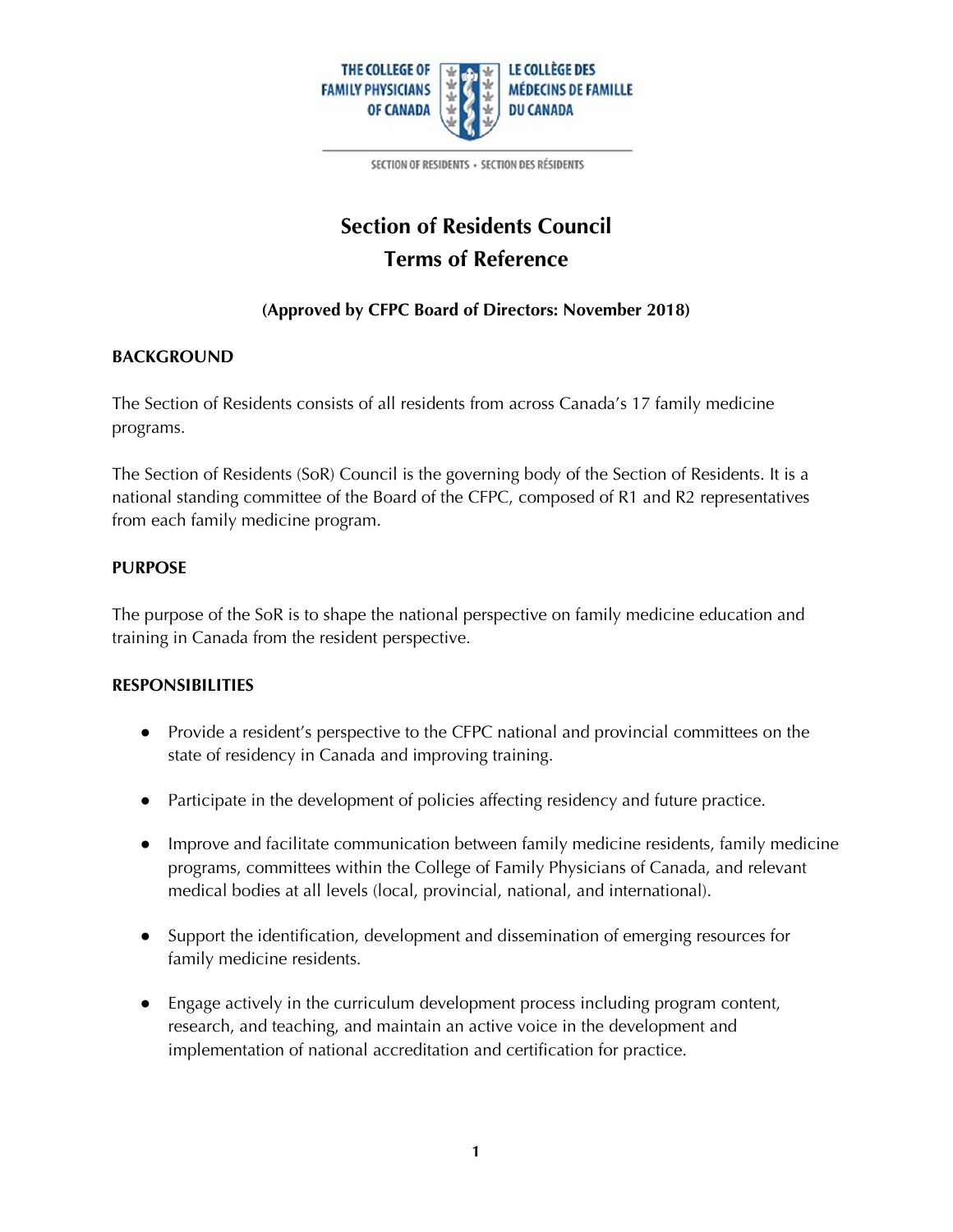THE COLLEGE OF FAMILY PHYSICIANS OF CANADA — LE COLLÈGE DES MÉDECINS DE FAMILLE DU CANADA

SECTION OF RESIDENTS • SECTION DES RÉSIDENTS

# Section of Residents Council
# Terms of Reference

**(Approved by CFPC Board of Directors: November 2018)**

## BACKGROUND

The Section of Residents consists of all residents from across Canada's 17 family medicine programs.

The Section of Residents (SoR) Council is the governing body of the Section of Residents. It is a national standing committee of the Board of the CFPC, composed of R1 and R2 representatives from each family medicine program.

## PURPOSE

The purpose of the SoR is to shape the national perspective on family medicine education and training in Canada from the resident perspective.

## RESPONSIBILITIES

- Provide a resident's perspective to the CFPC national and provincial committees on the state of residency in Canada and improving training.
- Participate in the development of policies affecting residency and future practice.
- Improve and facilitate communication between family medicine residents, family medicine programs, committees within the College of Family Physicians of Canada, and relevant medical bodies at all levels (local, provincial, national, and international).
- Support the identification, development and dissemination of emerging resources for family medicine residents.
- Engage actively in the curriculum development process including program content, research, and teaching, and maintain an active voice in the development and implementation of national accreditation and certification for practice.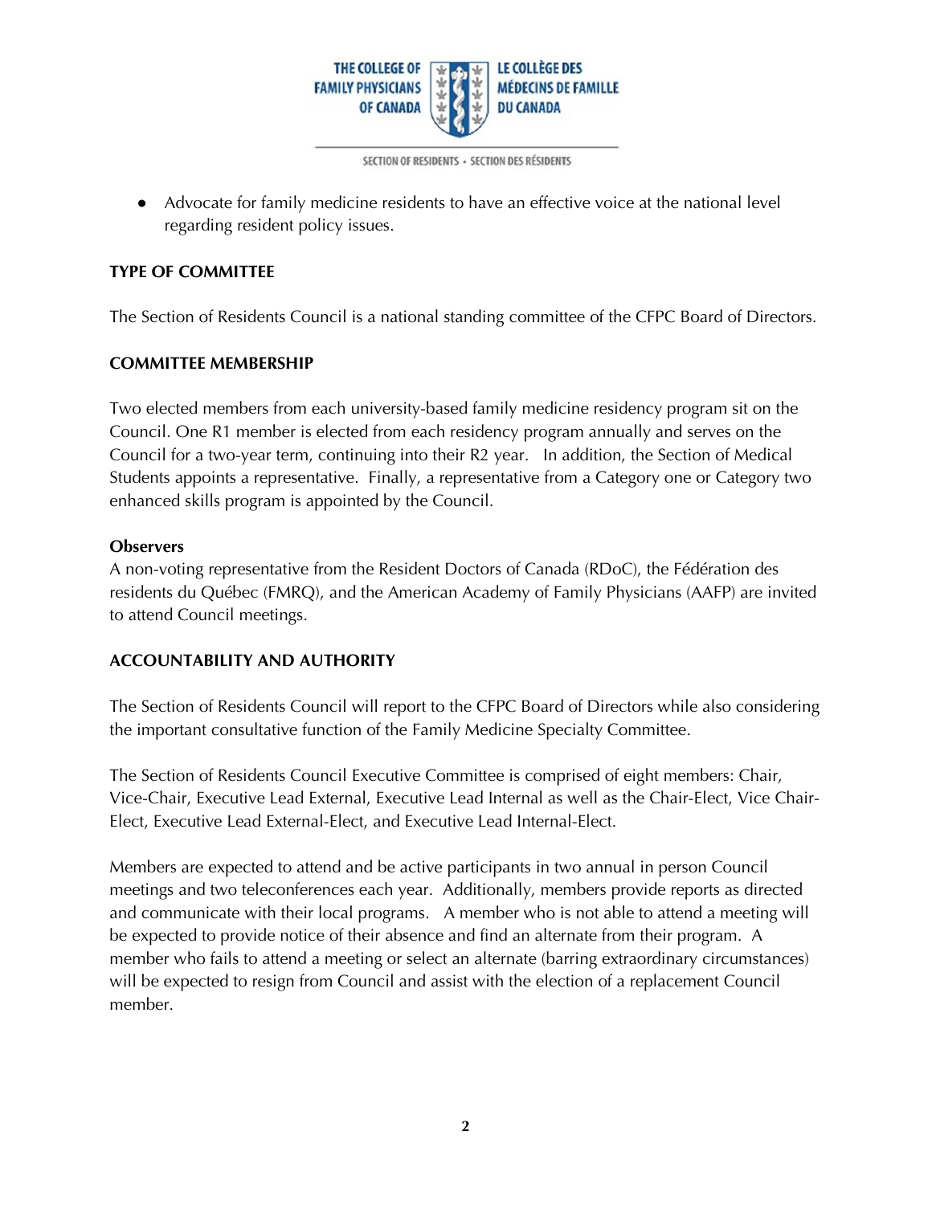- Advocate for family medicine residents to have an effective voice at the national level regarding resident policy issues.

## TYPE OF COMMITTEE

The Section of Residents Council is a national standing committee of the CFPC Board of Directors.

## COMMITTEE MEMBERSHIP

Two elected members from each university-based family medicine residency program sit on the Council. One R1 member is elected from each residency program annually and serves on the Council for a two-year term, continuing into their R2 year. In addition, the Section of Medical Students appoints a representative. Finally, a representative from a Category one or Category two enhanced skills program is appointed by the Council.

### Observers

A non-voting representative from the Resident Doctors of Canada (RDoC), the Fédération des residents du Québec (FMRQ), and the American Academy of Family Physicians (AAFP) are invited to attend Council meetings.

## ACCOUNTABILITY AND AUTHORITY

The Section of Residents Council will report to the CFPC Board of Directors while also considering the important consultative function of the Family Medicine Specialty Committee.

The Section of Residents Council Executive Committee is comprised of eight members: Chair, Vice-Chair, Executive Lead External, Executive Lead Internal as well as the Chair-Elect, Vice Chair-Elect, Executive Lead External-Elect, and Executive Lead Internal-Elect.

Members are expected to attend and be active participants in two annual in person Council meetings and two teleconferences each year. Additionally, members provide reports as directed and communicate with their local programs. A member who is not able to attend a meeting will be expected to provide notice of their absence and find an alternate from their program. A member who fails to attend a meeting or select an alternate (barring extraordinary circumstances) will be expected to resign from Council and assist with the election of a replacement Council member.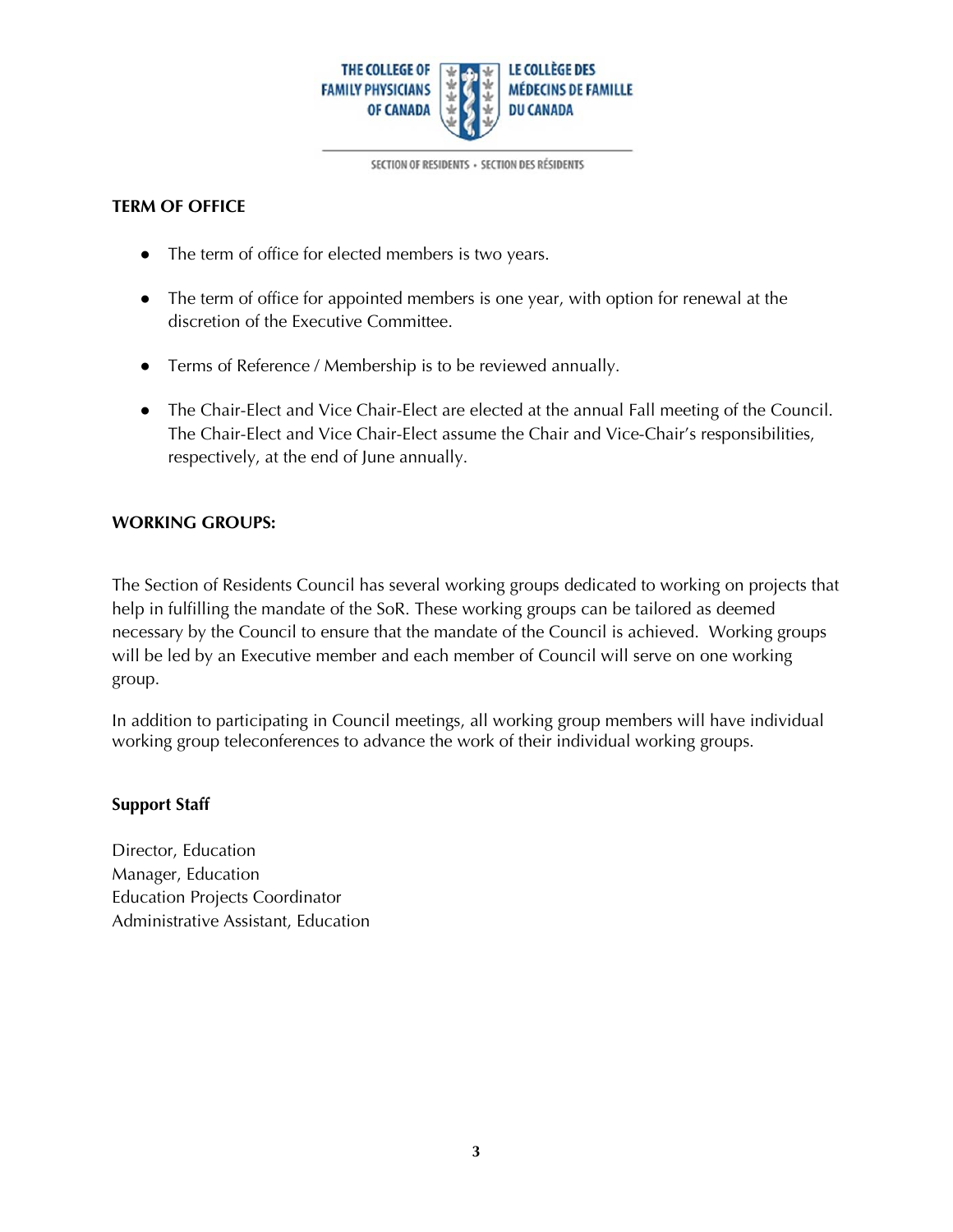## TERM OF OFFICE

- The term of office for elected members is two years.
- The term of office for appointed members is one year, with option for renewal at the discretion of the Executive Committee.
- Terms of Reference / Membership is to be reviewed annually.
- The Chair-Elect and Vice Chair-Elect are elected at the annual Fall meeting of the Council. The Chair-Elect and Vice Chair-Elect assume the Chair and Vice-Chair's responsibilities, respectively, at the end of June annually.

## WORKING GROUPS:

The Section of Residents Council has several working groups dedicated to working on projects that help in fulfilling the mandate of the SoR. These working groups can be tailored as deemed necessary by the Council to ensure that the mandate of the Council is achieved. Working groups will be led by an Executive member and each member of Council will serve on one working group.

In addition to participating in Council meetings, all working group members will have individual working group teleconferences to advance the work of their individual working groups.

### Support Staff

Director, Education
Manager, Education
Education Projects Coordinator
Administrative Assistant, Education